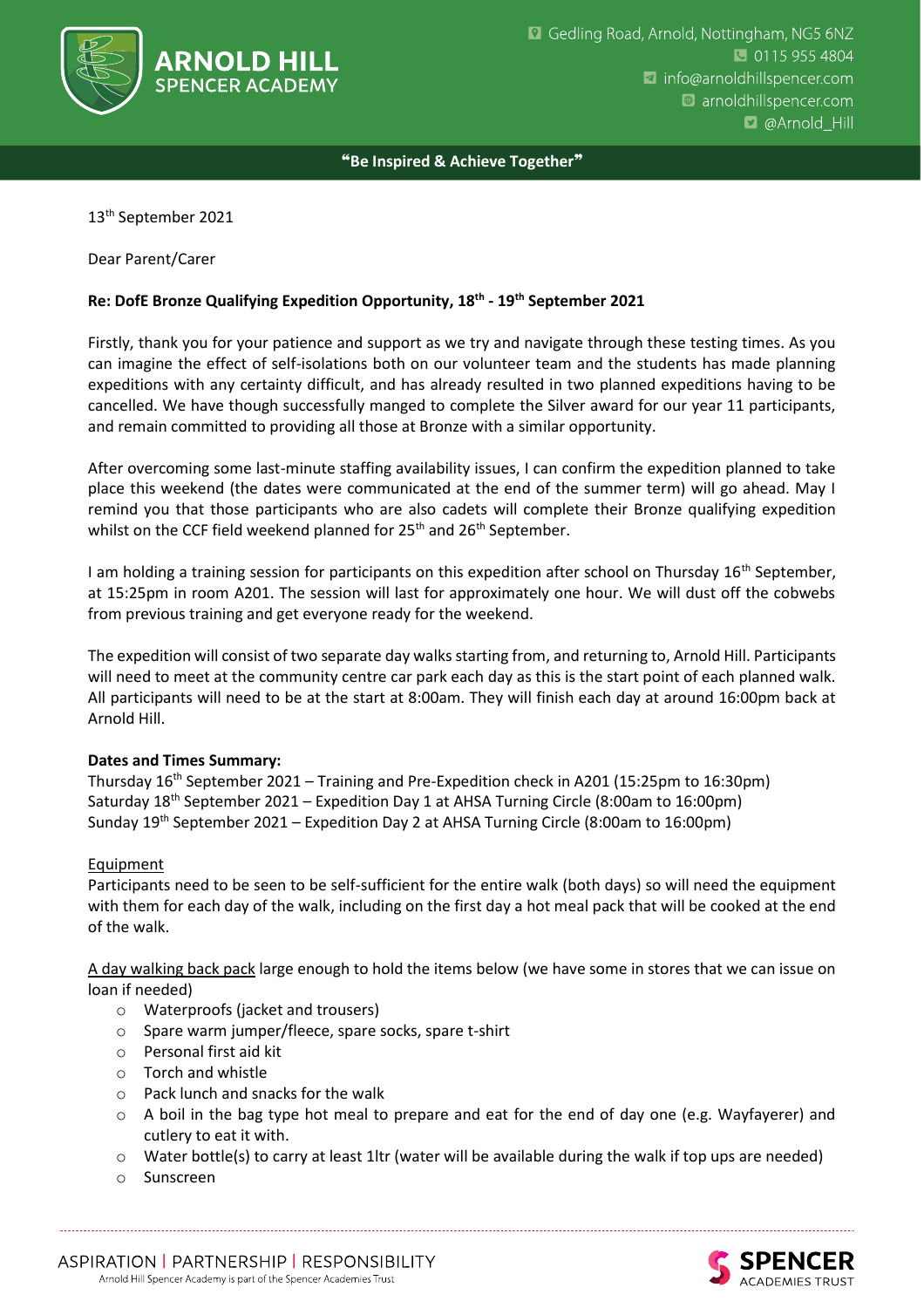ARNOLD HILL SPENCER ACADEMY

Gedling Road, Arnold, Nottingham, NG5 6NZ
0115 955 4804
info@arnoldhillspencer.com
arnoldhillspencer.com
@Arnold_Hill

**"Be Inspired & Achieve Together"**

13th September 2021

Dear Parent/Carer

**Re: DofE Bronze Qualifying Expedition Opportunity, 18th - 19th September 2021**

Firstly, thank you for your patience and support as we try and navigate through these testing times. As you can imagine the effect of self-isolations both on our volunteer team and the students has made planning expeditions with any certainty difficult, and has already resulted in two planned expeditions having to be cancelled. We have though successfully manged to complete the Silver award for our year 11 participants, and remain committed to providing all those at Bronze with a similar opportunity.

After overcoming some last-minute staffing availability issues, I can confirm the expedition planned to take place this weekend (the dates were communicated at the end of the summer term) will go ahead. May I remind you that those participants who are also cadets will complete their Bronze qualifying expedition whilst on the CCF field weekend planned for 25th and 26th September.

I am holding a training session for participants on this expedition after school on Thursday 16th September, at 15:25pm in room A201. The session will last for approximately one hour. We will dust off the cobwebs from previous training and get everyone ready for the weekend.

The expedition will consist of two separate day walks starting from, and returning to, Arnold Hill. Participants will need to meet at the community centre car park each day as this is the start point of each planned walk. All participants will need to be at the start at 8:00am. They will finish each day at around 16:00pm back at Arnold Hill.

**Dates and Times Summary:**
Thursday 16th September 2021 – Training and Pre-Expedition check in A201 (15:25pm to 16:30pm)
Saturday 18th September 2021 – Expedition Day 1 at AHSA Turning Circle (8:00am to 16:00pm)
Sunday 19th September 2021 – Expedition Day 2 at AHSA Turning Circle (8:00am to 16:00pm)

Equipment

Participants need to be seen to be self-sufficient for the entire walk (both days) so will need the equipment with them for each day of the walk, including on the first day a hot meal pack that will be cooked at the end of the walk.

A day walking back pack large enough to hold the items below (we have some in stores that we can issue on loan if needed)

- Waterproofs (jacket and trousers)
- Spare warm jumper/fleece, spare socks, spare t-shirt
- Personal first aid kit
- Torch and whistle
- Pack lunch and snacks for the walk
- A boil in the bag type hot meal to prepare and eat for the end of day one (e.g. Wayfayerer) and cutlery to eat it with.
- Water bottle(s) to carry at least 1ltr (water will be available during the walk if top ups are needed)
- Sunscreen

ASPIRATION | PARTNERSHIP | RESPONSIBILITY
Arnold Hill Spencer Academy is part of the Spencer Academies Trust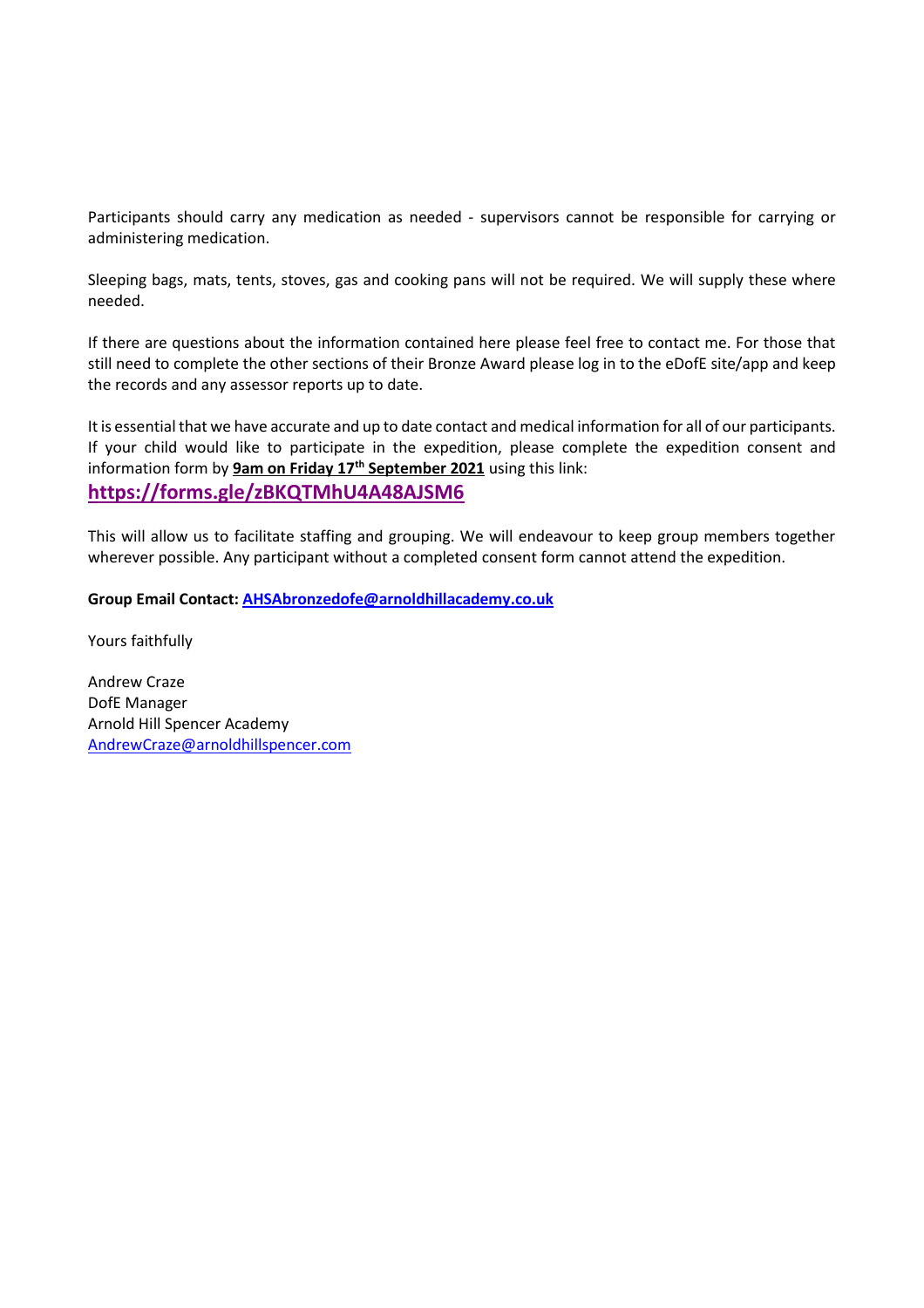Participants should carry any medication as needed - supervisors cannot be responsible for carrying or administering medication.

Sleeping bags, mats, tents, stoves, gas and cooking pans will not be required. We will supply these where needed.

If there are questions about the information contained here please feel free to contact me. For those that still need to complete the other sections of their Bronze Award please log in to the eDofE site/app and keep the records and any assessor reports up to date.

It is essential that we have accurate and up to date contact and medical information for all of our participants. If your child would like to participate in the expedition, please complete the expedition consent and information form by **9am on Friday 17th September 2021** using this link:

**https://forms.gle/zBKQTMhU4A48AJSM6**

This will allow us to facilitate staffing and grouping. We will endeavour to keep group members together wherever possible. Any participant without a completed consent form cannot attend the expedition.

**Group Email Contact: AHSAbronzedofe@arnoldhillacademy.co.uk**

Yours faithfully

Andrew Craze
DofE Manager
Arnold Hill Spencer Academy
AndrewCraze@arnoldhillspencer.com